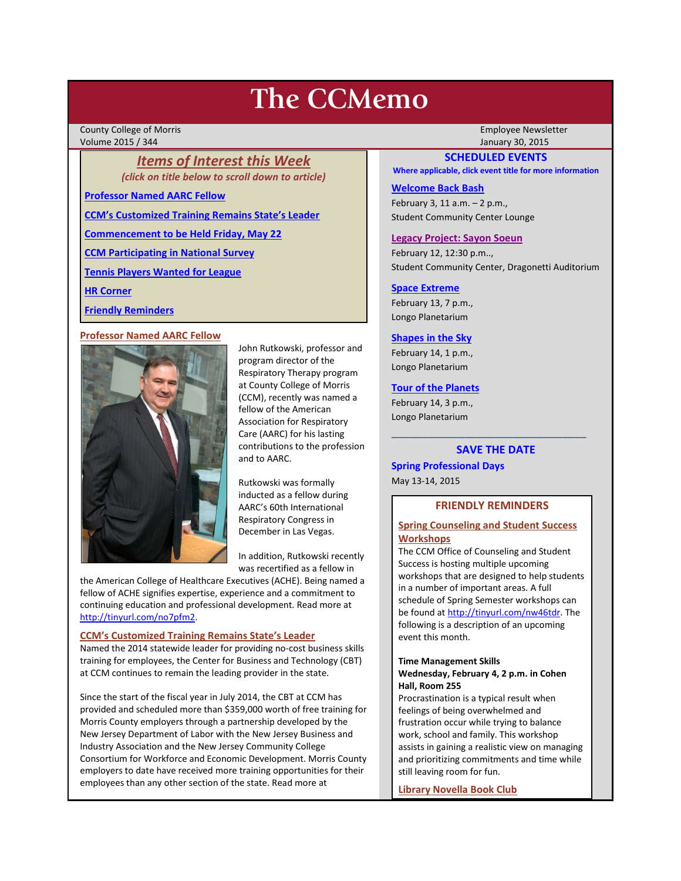# The CCMemo

County College of Morris
Volume 2015 / 344

Employee Newsletter
January 30, 2015

## *Items of Interest this Week*

*(click on title below to scroll down to article)*

- Professor Named AARC Fellow
- CCM's Customized Training Remains State's Leader
- Commencement to be Held Friday, May 22
- CCM Participating in National Survey
- Tennis Players Wanted for League
- HR Corner
- Friendly Reminders

### Professor Named AARC Fellow

John Rutkowski, professor and program director of the Respiratory Therapy program at County College of Morris (CCM), recently was named a fellow of the American Association for Respiratory Care (AARC) for his lasting contributions to the profession and to AARC.

Rutkowski was formally inducted as a fellow during AARC's 60th International Respiratory Congress in December in Las Vegas.

In addition, Rutkowski recently was recertified as a fellow in the American College of Healthcare Executives (ACHE). Being named a fellow of ACHE signifies expertise, experience and a commitment to continuing education and professional development. Read more at http://tinyurl.com/no7pfm2.

### CCM's Customized Training Remains State's Leader

Named the 2014 statewide leader for providing no-cost business skills training for employees, the Center for Business and Technology (CBT) at CCM continues to remain the leading provider in the state.

Since the start of the fiscal year in July 2014, the CBT at CCM has provided and scheduled more than $359,000 worth of free training for Morris County employers through a partnership developed by the New Jersey Department of Labor with the New Jersey Business and Industry Association and the New Jersey Community College Consortium for Workforce and Economic Development. Morris County employers to date have received more training opportunities for their employees than any other section of the state. Read more at

## SCHEDULED EVENTS

**Where applicable, click event title for more information**

**Welcome Back Bash**
February 3, 11 a.m. – 2 p.m.,
Student Community Center Lounge

**Legacy Project: Sayon Soeun**
February 12, 12:30 p.m..,
Student Community Center, Dragonetti Auditorium

**Space Extreme**
February 13, 7 p.m.,
Longo Planetarium

**Shapes in the Sky**
February 14, 1 p.m.,
Longo Planetarium

**Tour of the Planets**
February 14, 3 p.m.,
Longo Planetarium

---

## SAVE THE DATE

**Spring Professional Days**
May 13-14, 2015

## FRIENDLY REMINDERS

### Spring Counseling and Student Success Workshops

The CCM Office of Counseling and Student Success is hosting multiple upcoming workshops that are designed to help students in a number of important areas. A full schedule of Spring Semester workshops can be found at http://tinyurl.com/nw46tdr. The following is a description of an upcoming event this month.

**Time Management Skills**
**Wednesday, February 4, 2 p.m. in Cohen Hall, Room 255**
Procrastination is a typical result when feelings of being overwhelmed and frustration occur while trying to balance work, school and family. This workshop assists in gaining a realistic view on managing and prioritizing commitments and time while still leaving room for fun.

### Library Novella Book Club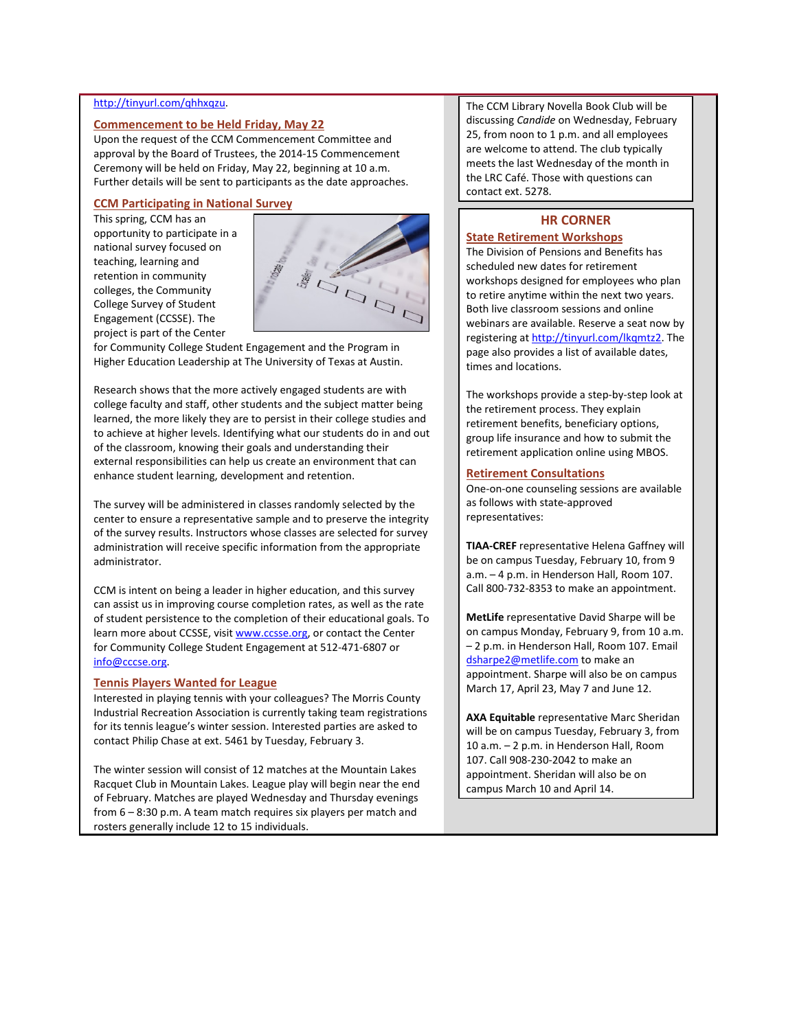http://tinyurl.com/qhhxqzu.

### Commencement to be Held Friday, May 22

Upon the request of the CCM Commencement Committee and approval by the Board of Trustees, the 2014-15 Commencement Ceremony will be held on Friday, May 22, beginning at 10 a.m. Further details will be sent to participants as the date approaches.

### CCM Participating in National Survey

This spring, CCM has an opportunity to participate in a national survey focused on teaching, learning and retention in community colleges, the Community College Survey of Student Engagement (CCSSE). The project is part of the Center for Community College Student Engagement and the Program in Higher Education Leadership at The University of Texas at Austin.

Research shows that the more actively engaged students are with college faculty and staff, other students and the subject matter being learned, the more likely they are to persist in their college studies and to achieve at higher levels. Identifying what our students do in and out of the classroom, knowing their goals and understanding their external responsibilities can help us create an environment that can enhance student learning, development and retention.

The survey will be administered in classes randomly selected by the center to ensure a representative sample and to preserve the integrity of the survey results. Instructors whose classes are selected for survey administration will receive specific information from the appropriate administrator.

CCM is intent on being a leader in higher education, and this survey can assist us in improving course completion rates, as well as the rate of student persistence to the completion of their educational goals. To learn more about CCSSE, visit www.ccsse.org, or contact the Center for Community College Student Engagement at 512-471-6807 or info@cccse.org.

### Tennis Players Wanted for League

Interested in playing tennis with your colleagues? The Morris County Industrial Recreation Association is currently taking team registrations for its tennis league's winter session. Interested parties are asked to contact Philip Chase at ext. 5461 by Tuesday, February 3.

The winter session will consist of 12 matches at the Mountain Lakes Racquet Club in Mountain Lakes. League play will begin near the end of February. Matches are played Wednesday and Thursday evenings from 6 – 8:30 p.m. A team match requires six players per match and rosters generally include 12 to 15 individuals.

The CCM Library Novella Book Club will be discussing *Candide* on Wednesday, February 25, from noon to 1 p.m. and all employees are welcome to attend. The club typically meets the last Wednesday of the month in the LRC Café. Those with questions can contact ext. 5278.

## HR CORNER

### State Retirement Workshops

The Division of Pensions and Benefits has scheduled new dates for retirement workshops designed for employees who plan to retire anytime within the next two years. Both live classroom sessions and online webinars are available. Reserve a seat now by registering at http://tinyurl.com/lkqmtz2. The page also provides a list of available dates, times and locations.

The workshops provide a step-by-step look at the retirement process. They explain retirement benefits, beneficiary options, group life insurance and how to submit the retirement application online using MBOS.

### Retirement Consultations

One-on-one counseling sessions are available as follows with state-approved representatives:

**TIAA-CREF** representative Helena Gaffney will be on campus Tuesday, February 10, from 9 a.m. – 4 p.m. in Henderson Hall, Room 107. Call 800-732-8353 to make an appointment.

**MetLife** representative David Sharpe will be on campus Monday, February 9, from 10 a.m. – 2 p.m. in Henderson Hall, Room 107. Email dsharpe2@metlife.com to make an appointment. Sharpe will also be on campus March 17, April 23, May 7 and June 12.

**AXA Equitable** representative Marc Sheridan will be on campus Tuesday, February 3, from 10 a.m. – 2 p.m. in Henderson Hall, Room 107. Call 908-230-2042 to make an appointment. Sheridan will also be on campus March 10 and April 14.